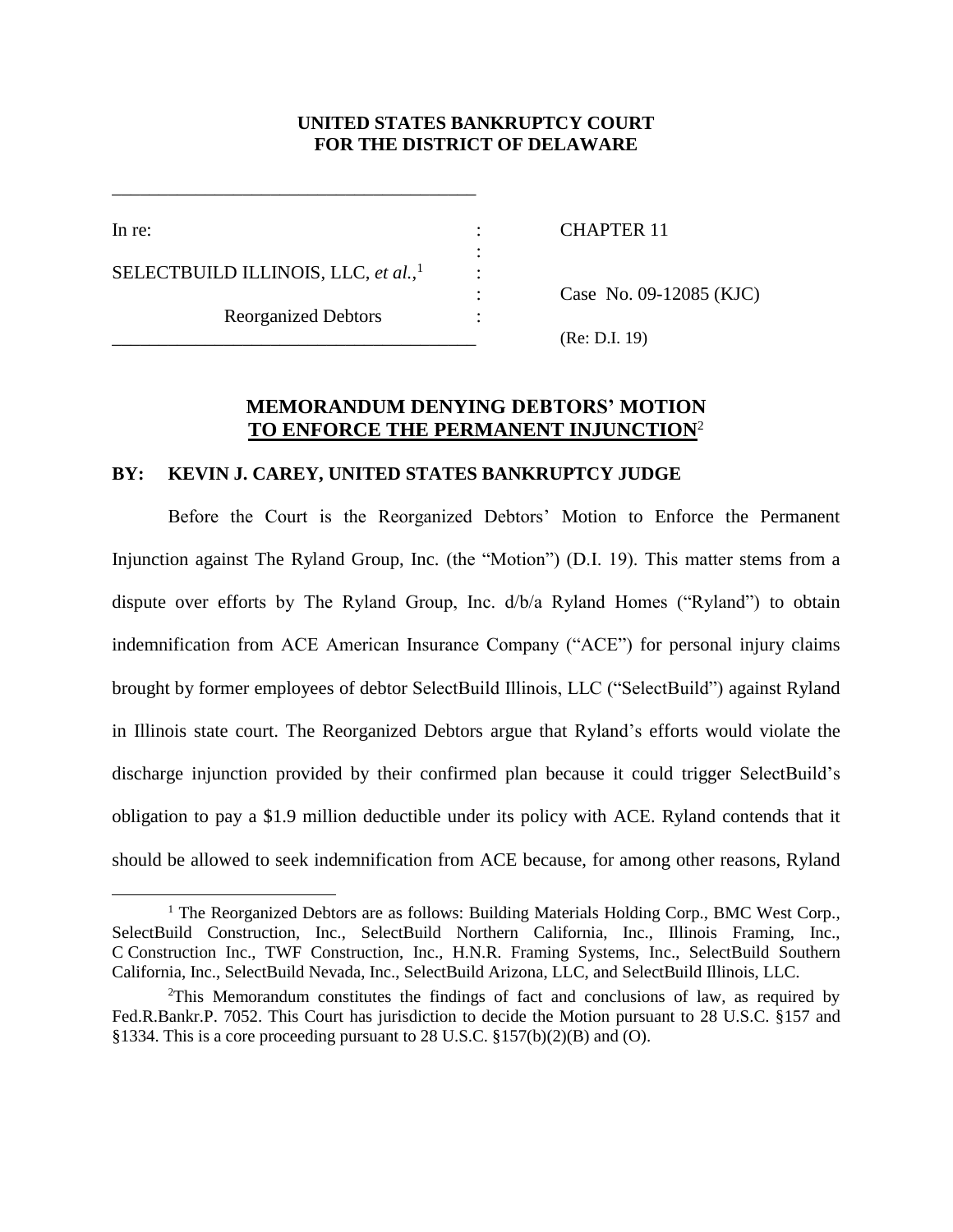**UNITED STATES BANKRUPTCY COURT**
**FOR THE DISTRICT OF DELAWARE**

In re: : CHAPTER 11

SELECTBUILD ILLINOIS, LLC, *et al.*,[1] : Case No. 09-12085 (KJC)

Reorganized Debtors : (Re: D.I. 19)

## MEMORANDUM DENYING DEBTORS' MOTION TO ENFORCE THE PERMANENT INJUNCTION[2]

**BY: KEVIN J. CAREY, UNITED STATES BANKRUPTCY JUDGE**

Before the Court is the Reorganized Debtors' Motion to Enforce the Permanent Injunction against The Ryland Group, Inc. (the "Motion") (D.I. 19). This matter stems from a dispute over efforts by The Ryland Group, Inc. d/b/a Ryland Homes ("Ryland") to obtain indemnification from ACE American Insurance Company ("ACE") for personal injury claims brought by former employees of debtor SelectBuild Illinois, LLC ("SelectBuild") against Ryland in Illinois state court. The Reorganized Debtors argue that Ryland's efforts would violate the discharge injunction provided by their confirmed plan because it could trigger SelectBuild's obligation to pay a $1.9 million deductible under its policy with ACE. Ryland contends that it should be allowed to seek indemnification from ACE because, for among other reasons, Ryland

[1] The Reorganized Debtors are as follows: Building Materials Holding Corp., BMC West Corp., SelectBuild Construction, Inc., SelectBuild Northern California, Inc., Illinois Framing, Inc., C Construction Inc., TWF Construction, Inc., H.N.R. Framing Systems, Inc., SelectBuild Southern California, Inc., SelectBuild Nevada, Inc., SelectBuild Arizona, LLC, and SelectBuild Illinois, LLC.

[2] This Memorandum constitutes the findings of fact and conclusions of law, as required by Fed.R.Bankr.P. 7052. This Court has jurisdiction to decide the Motion pursuant to 28 U.S.C. §157 and §1334. This is a core proceeding pursuant to 28 U.S.C. §157(b)(2)(B) and (O).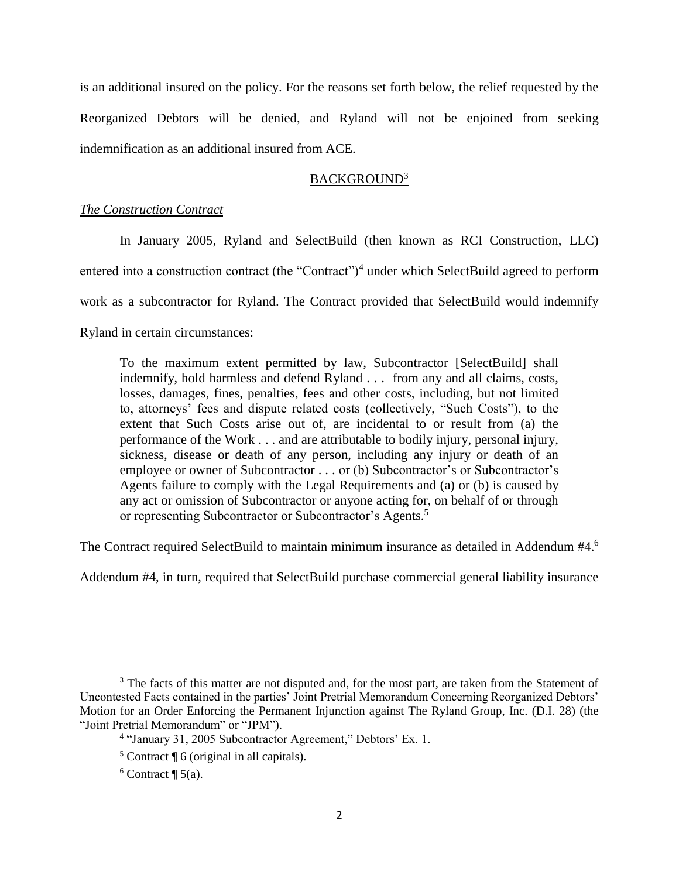is an additional insured on the policy. For the reasons set forth below, the relief requested by the Reorganized Debtors will be denied, and Ryland will not be enjoined from seeking indemnification as an additional insured from ACE.

## BACKGROUND[3]

### *The Construction Contract*

In January 2005, Ryland and SelectBuild (then known as RCI Construction, LLC) entered into a construction contract (the "Contract")[4] under which SelectBuild agreed to perform work as a subcontractor for Ryland. The Contract provided that SelectBuild would indemnify Ryland in certain circumstances:

> To the maximum extent permitted by law, Subcontractor [SelectBuild] shall indemnify, hold harmless and defend Ryland . . . from any and all claims, costs, losses, damages, fines, penalties, fees and other costs, including, but not limited to, attorneys' fees and dispute related costs (collectively, "Such Costs"), to the extent that Such Costs arise out of, are incidental to or result from (a) the performance of the Work . . . and are attributable to bodily injury, personal injury, sickness, disease or death of any person, including any injury or death of an employee or owner of Subcontractor . . . or (b) Subcontractor's or Subcontractor's Agents failure to comply with the Legal Requirements and (a) or (b) is caused by any act or omission of Subcontractor or anyone acting for, on behalf of or through or representing Subcontractor or Subcontractor's Agents.[5]

The Contract required SelectBuild to maintain minimum insurance as detailed in Addendum #4.[6] Addendum #4, in turn, required that SelectBuild purchase commercial general liability insurance

---

[3] The facts of this matter are not disputed and, for the most part, are taken from the Statement of Uncontested Facts contained in the parties' Joint Pretrial Memorandum Concerning Reorganized Debtors' Motion for an Order Enforcing the Permanent Injunction against The Ryland Group, Inc. (D.I. 28) (the "Joint Pretrial Memorandum" or "JPM").

[4] "January 31, 2005 Subcontractor Agreement," Debtors' Ex. 1.

[5] Contract ¶ 6 (original in all capitals).

[6] Contract ¶ 5(a).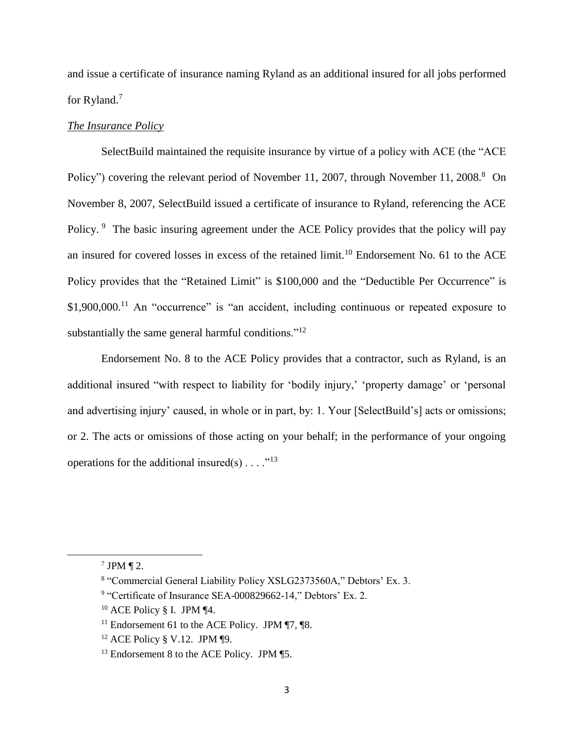and issue a certificate of insurance naming Ryland as an additional insured for all jobs performed for Ryland.[7]

*The Insurance Policy*

SelectBuild maintained the requisite insurance by virtue of a policy with ACE (the "ACE Policy") covering the relevant period of November 11, 2007, through November 11, 2008.[8] On November 8, 2007, SelectBuild issued a certificate of insurance to Ryland, referencing the ACE Policy.[9] The basic insuring agreement under the ACE Policy provides that the policy will pay an insured for covered losses in excess of the retained limit.[10] Endorsement No. 61 to the ACE Policy provides that the "Retained Limit" is $100,000 and the "Deductible Per Occurrence" is $1,900,000.[11] An "occurrence" is "an accident, including continuous or repeated exposure to substantially the same general harmful conditions."[12]

Endorsement No. 8 to the ACE Policy provides that a contractor, such as Ryland, is an additional insured "with respect to liability for 'bodily injury,' 'property damage' or 'personal and advertising injury' caused, in whole or in part, by: 1. Your [SelectBuild's] acts or omissions; or 2. The acts or omissions of those acting on your behalf; in the performance of your ongoing operations for the additional insured(s) . . . ."[13]

---

[7] JPM ¶ 2.

[8] "Commercial General Liability Policy XSLG2373560A," Debtors' Ex. 3.

[9] "Certificate of Insurance SEA-000829662-14," Debtors' Ex. 2.

[10] ACE Policy § I. JPM ¶4.

[11] Endorsement 61 to the ACE Policy. JPM ¶7, ¶8.

[12] ACE Policy § V.12. JPM ¶9.

[13] Endorsement 8 to the ACE Policy. JPM ¶5.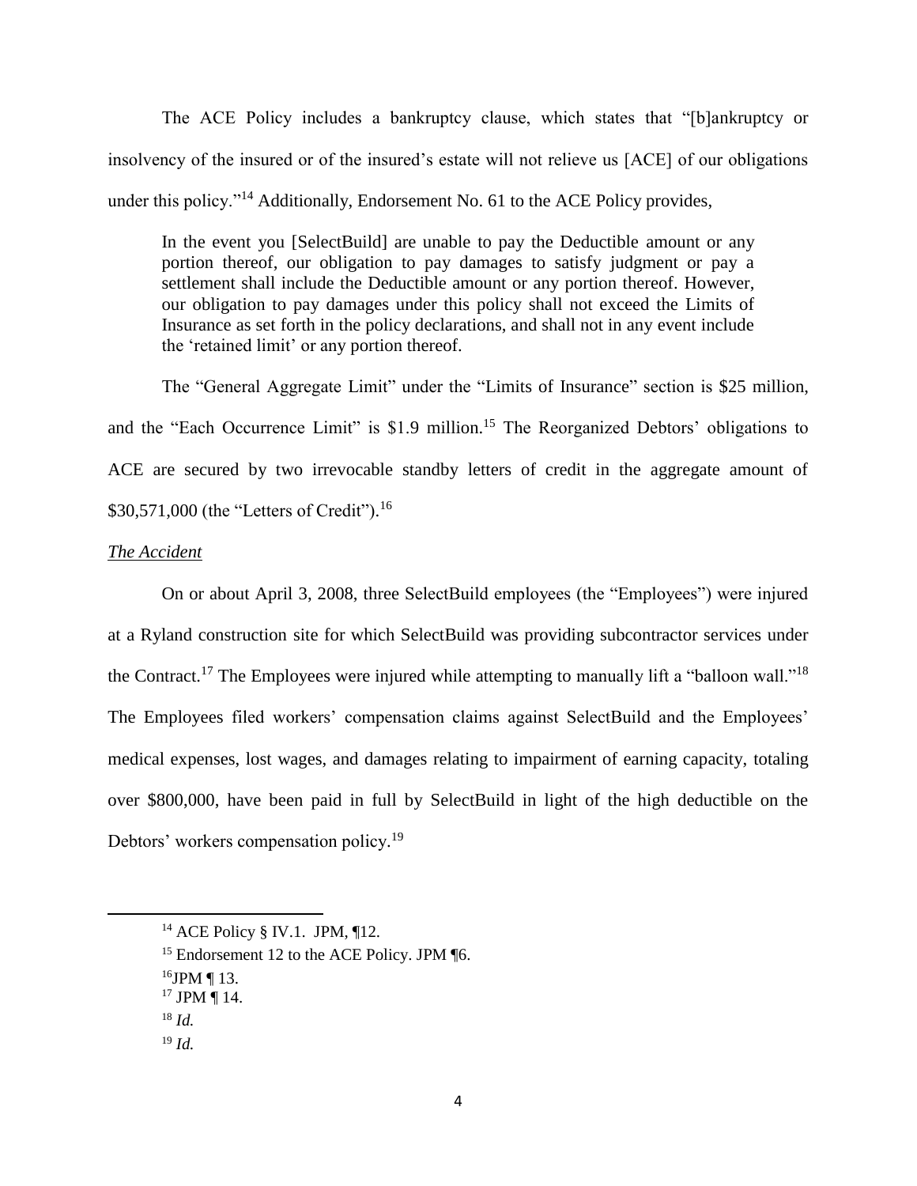The ACE Policy includes a bankruptcy clause, which states that "[b]ankruptcy or insolvency of the insured or of the insured's estate will not relieve us [ACE] of our obligations under this policy."[14] Additionally, Endorsement No. 61 to the ACE Policy provides,

> In the event you [SelectBuild] are unable to pay the Deductible amount or any portion thereof, our obligation to pay damages to satisfy judgment or pay a settlement shall include the Deductible amount or any portion thereof. However, our obligation to pay damages under this policy shall not exceed the Limits of Insurance as set forth in the policy declarations, and shall not in any event include the 'retained limit' or any portion thereof.

The "General Aggregate Limit" under the "Limits of Insurance" section is $25 million, and the "Each Occurrence Limit" is $1.9 million.[15] The Reorganized Debtors' obligations to ACE are secured by two irrevocable standby letters of credit in the aggregate amount of $30,571,000 (the "Letters of Credit").[16]

*The Accident*

On or about April 3, 2008, three SelectBuild employees (the "Employees") were injured at a Ryland construction site for which SelectBuild was providing subcontractor services under the Contract.[17] The Employees were injured while attempting to manually lift a "balloon wall."[18] The Employees filed workers' compensation claims against SelectBuild and the Employees' medical expenses, lost wages, and damages relating to impairment of earning capacity, totaling over $800,000, have been paid in full by SelectBuild in light of the high deductible on the Debtors' workers compensation policy.[19]

---

[14] ACE Policy § IV.1. JPM, ¶12.

[15] Endorsement 12 to the ACE Policy. JPM ¶6.

[16] JPM ¶ 13.

[17] JPM ¶ 14.

[18] *Id.*

[19] *Id.*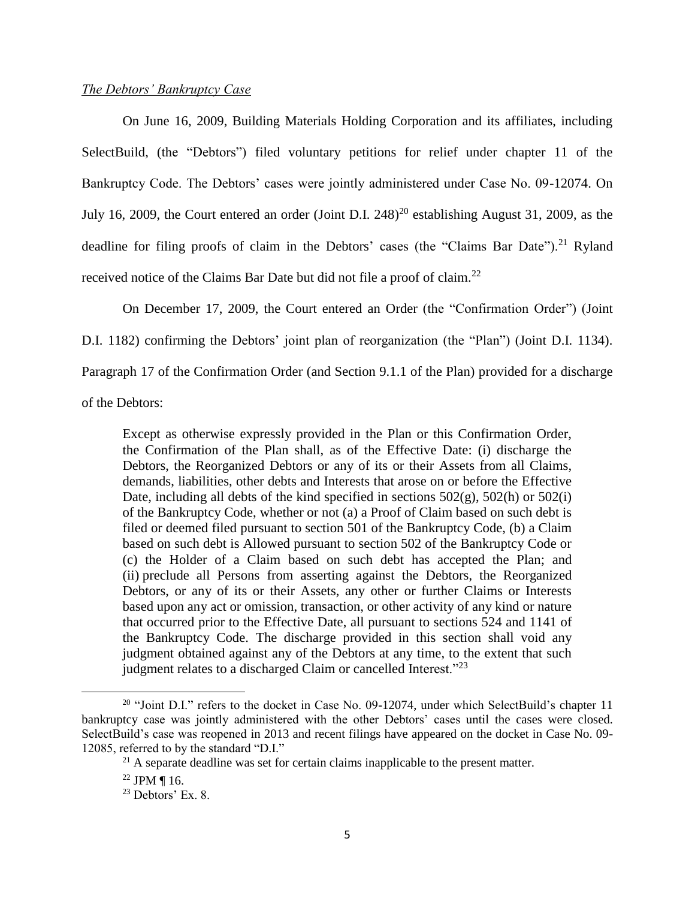*The Debtors' Bankruptcy Case*

On June 16, 2009, Building Materials Holding Corporation and its affiliates, including SelectBuild, (the "Debtors") filed voluntary petitions for relief under chapter 11 of the Bankruptcy Code. The Debtors' cases were jointly administered under Case No. 09-12074. On July 16, 2009, the Court entered an order (Joint D.I. 248)[20] establishing August 31, 2009, as the deadline for filing proofs of claim in the Debtors' cases (the "Claims Bar Date").[21] Ryland received notice of the Claims Bar Date but did not file a proof of claim.[22]

On December 17, 2009, the Court entered an Order (the "Confirmation Order") (Joint D.I. 1182) confirming the Debtors' joint plan of reorganization (the "Plan") (Joint D.I. 1134). Paragraph 17 of the Confirmation Order (and Section 9.1.1 of the Plan) provided for a discharge of the Debtors:

> Except as otherwise expressly provided in the Plan or this Confirmation Order, the Confirmation of the Plan shall, as of the Effective Date: (i) discharge the Debtors, the Reorganized Debtors or any of its or their Assets from all Claims, demands, liabilities, other debts and Interests that arose on or before the Effective Date, including all debts of the kind specified in sections 502(g), 502(h) or 502(i) of the Bankruptcy Code, whether or not (a) a Proof of Claim based on such debt is filed or deemed filed pursuant to section 501 of the Bankruptcy Code, (b) a Claim based on such debt is Allowed pursuant to section 502 of the Bankruptcy Code or (c) the Holder of a Claim based on such debt has accepted the Plan; and (ii) preclude all Persons from asserting against the Debtors, the Reorganized Debtors, or any of its or their Assets, any other or further Claims or Interests based upon any act or omission, transaction, or other activity of any kind or nature that occurred prior to the Effective Date, all pursuant to sections 524 and 1141 of the Bankruptcy Code. The discharge provided in this section shall void any judgment obtained against any of the Debtors at any time, to the extent that such judgment relates to a discharged Claim or cancelled Interest."[23]

---

[20] "Joint D.I." refers to the docket in Case No. 09-12074, under which SelectBuild's chapter 11 bankruptcy case was jointly administered with the other Debtors' cases until the cases were closed. SelectBuild's case was reopened in 2013 and recent filings have appeared on the docket in Case No. 09-12085, referred to by the standard "D.I."

[21] A separate deadline was set for certain claims inapplicable to the present matter.

[22] JPM ¶ 16.

[23] Debtors' Ex. 8.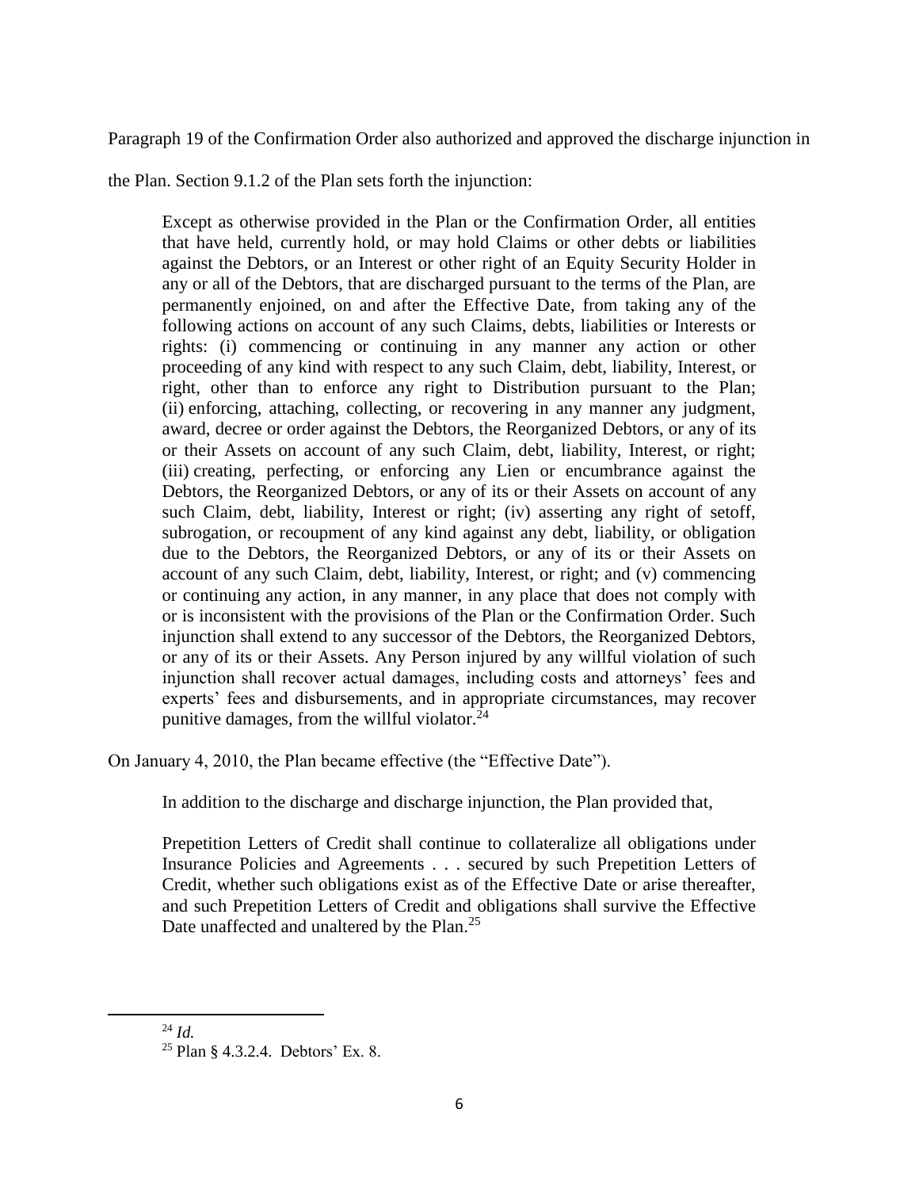Paragraph 19 of the Confirmation Order also authorized and approved the discharge injunction in the Plan. Section 9.1.2 of the Plan sets forth the injunction:

> Except as otherwise provided in the Plan or the Confirmation Order, all entities that have held, currently hold, or may hold Claims or other debts or liabilities against the Debtors, or an Interest or other right of an Equity Security Holder in any or all of the Debtors, that are discharged pursuant to the terms of the Plan, are permanently enjoined, on and after the Effective Date, from taking any of the following actions on account of any such Claims, debts, liabilities or Interests or rights: (i) commencing or continuing in any manner any action or other proceeding of any kind with respect to any such Claim, debt, liability, Interest, or right, other than to enforce any right to Distribution pursuant to the Plan; (ii) enforcing, attaching, collecting, or recovering in any manner any judgment, award, decree or order against the Debtors, the Reorganized Debtors, or any of its or their Assets on account of any such Claim, debt, liability, Interest, or right; (iii) creating, perfecting, or enforcing any Lien or encumbrance against the Debtors, the Reorganized Debtors, or any of its or their Assets on account of any such Claim, debt, liability, Interest or right; (iv) asserting any right of setoff, subrogation, or recoupment of any kind against any debt, liability, or obligation due to the Debtors, the Reorganized Debtors, or any of its or their Assets on account of any such Claim, debt, liability, Interest, or right; and (v) commencing or continuing any action, in any manner, in any place that does not comply with or is inconsistent with the provisions of the Plan or the Confirmation Order. Such injunction shall extend to any successor of the Debtors, the Reorganized Debtors, or any of its or their Assets. Any Person injured by any willful violation of such injunction shall recover actual damages, including costs and attorneys' fees and experts' fees and disbursements, and in appropriate circumstances, may recover punitive damages, from the willful violator.[24]

On January 4, 2010, the Plan became effective (the "Effective Date").

In addition to the discharge and discharge injunction, the Plan provided that,

> Prepetition Letters of Credit shall continue to collateralize all obligations under Insurance Policies and Agreements . . . secured by such Prepetition Letters of Credit, whether such obligations exist as of the Effective Date or arise thereafter, and such Prepetition Letters of Credit and obligations shall survive the Effective Date unaffected and unaltered by the Plan.[25]

---

[24] *Id.*

[25] Plan § 4.3.2.4. Debtors' Ex. 8.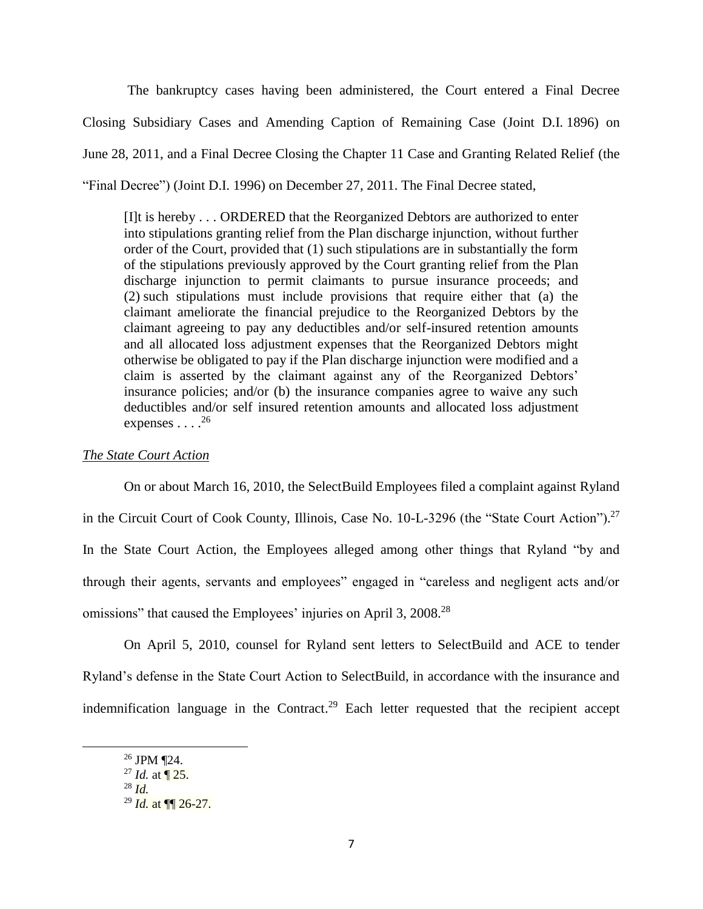The bankruptcy cases having been administered, the Court entered a Final Decree Closing Subsidiary Cases and Amending Caption of Remaining Case (Joint D.I. 1896) on June 28, 2011, and a Final Decree Closing the Chapter 11 Case and Granting Related Relief (the "Final Decree") (Joint D.I. 1996) on December 27, 2011. The Final Decree stated,

> [I]t is hereby . . . ORDERED that the Reorganized Debtors are authorized to enter into stipulations granting relief from the Plan discharge injunction, without further order of the Court, provided that (1) such stipulations are in substantially the form of the stipulations previously approved by the Court granting relief from the Plan discharge injunction to permit claimants to pursue insurance proceeds; and (2) such stipulations must include provisions that require either that (a) the claimant ameliorate the financial prejudice to the Reorganized Debtors by the claimant agreeing to pay any deductibles and/or self-insured retention amounts and all allocated loss adjustment expenses that the Reorganized Debtors might otherwise be obligated to pay if the Plan discharge injunction were modified and a claim is asserted by the claimant against any of the Reorganized Debtors' insurance policies; and/or (b) the insurance companies agree to waive any such deductibles and/or self insured retention amounts and allocated loss adjustment expenses . . . .[26]

*The State Court Action*

On or about March 16, 2010, the SelectBuild Employees filed a complaint against Ryland in the Circuit Court of Cook County, Illinois, Case No. 10-L-3296 (the "State Court Action").[27] In the State Court Action, the Employees alleged among other things that Ryland "by and through their agents, servants and employees" engaged in "careless and negligent acts and/or omissions" that caused the Employees' injuries on April 3, 2008.[28]

On April 5, 2010, counsel for Ryland sent letters to SelectBuild and ACE to tender Ryland's defense in the State Court Action to SelectBuild, in accordance with the insurance and indemnification language in the Contract.[29] Each letter requested that the recipient accept

---

[26] JPM ¶24.

[27] *Id.* at ¶ 25.

[28] *Id.*

[29] *Id.* at ¶¶ 26-27.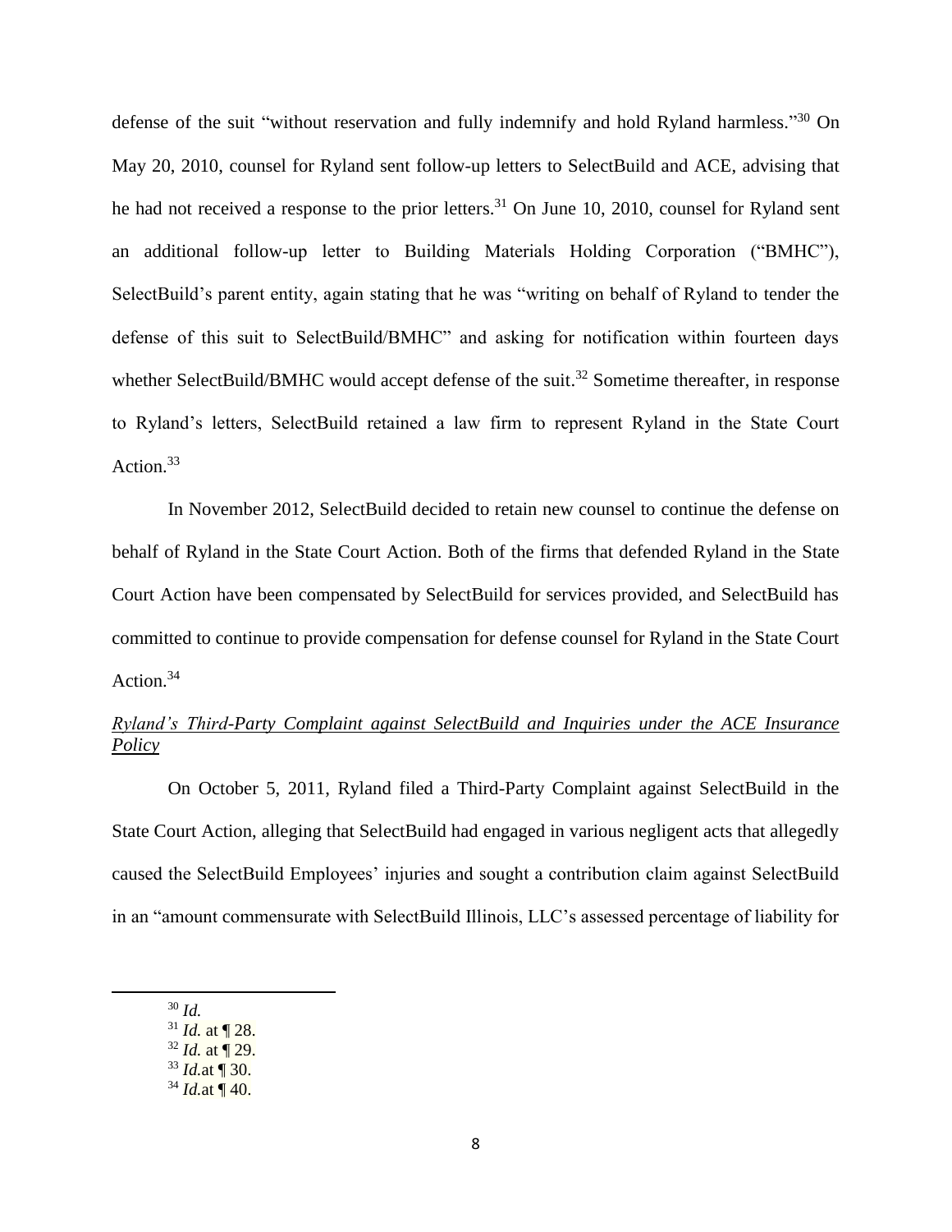defense of the suit "without reservation and fully indemnify and hold Ryland harmless."[30] On May 20, 2010, counsel for Ryland sent follow-up letters to SelectBuild and ACE, advising that he had not received a response to the prior letters.[31] On June 10, 2010, counsel for Ryland sent an additional follow-up letter to Building Materials Holding Corporation ("BMHC"), SelectBuild's parent entity, again stating that he was "writing on behalf of Ryland to tender the defense of this suit to SelectBuild/BMHC" and asking for notification within fourteen days whether SelectBuild/BMHC would accept defense of the suit.[32] Sometime thereafter, in response to Ryland's letters, SelectBuild retained a law firm to represent Ryland in the State Court Action.[33]

In November 2012, SelectBuild decided to retain new counsel to continue the defense on behalf of Ryland in the State Court Action. Both of the firms that defended Ryland in the State Court Action have been compensated by SelectBuild for services provided, and SelectBuild has committed to continue to provide compensation for defense counsel for Ryland in the State Court Action.[34]

*Ryland's Third-Party Complaint against SelectBuild and Inquiries under the ACE Insurance Policy*

On October 5, 2011, Ryland filed a Third-Party Complaint against SelectBuild in the State Court Action, alleging that SelectBuild had engaged in various negligent acts that allegedly caused the SelectBuild Employees' injuries and sought a contribution claim against SelectBuild in an "amount commensurate with SelectBuild Illinois, LLC's assessed percentage of liability for

---

[30] *Id.*

[31] *Id.* at ¶ 28.

[32] *Id.* at ¶ 29.

[33] *Id.*at ¶ 30.

[34] *Id.*at ¶ 40.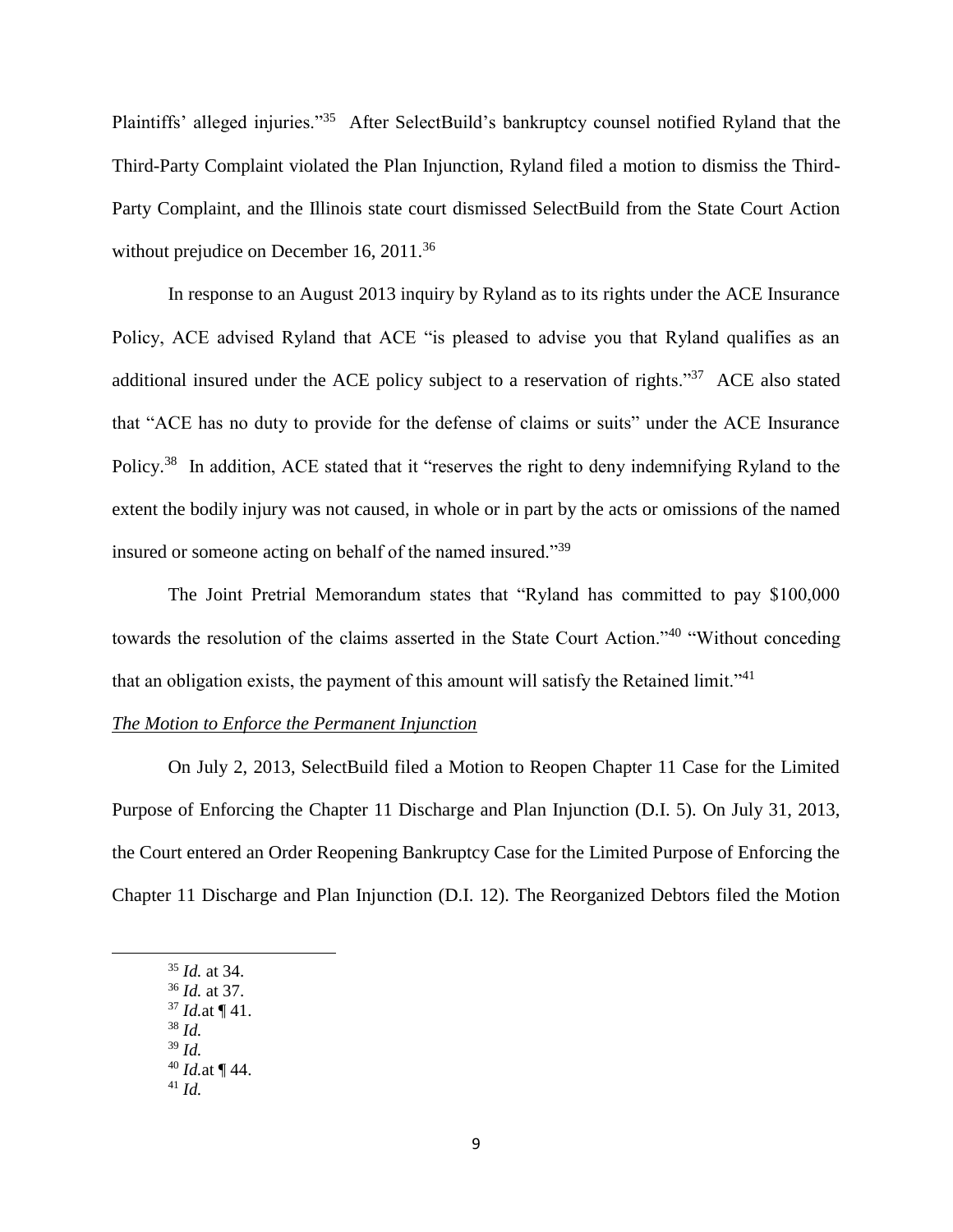Plaintiffs' alleged injuries."[35] After SelectBuild's bankruptcy counsel notified Ryland that the Third-Party Complaint violated the Plan Injunction, Ryland filed a motion to dismiss the Third-Party Complaint, and the Illinois state court dismissed SelectBuild from the State Court Action without prejudice on December 16, 2011.[36]

In response to an August 2013 inquiry by Ryland as to its rights under the ACE Insurance Policy, ACE advised Ryland that ACE "is pleased to advise you that Ryland qualifies as an additional insured under the ACE policy subject to a reservation of rights."[37] ACE also stated that "ACE has no duty to provide for the defense of claims or suits" under the ACE Insurance Policy.[38] In addition, ACE stated that it "reserves the right to deny indemnifying Ryland to the extent the bodily injury was not caused, in whole or in part by the acts or omissions of the named insured or someone acting on behalf of the named insured."[39]

The Joint Pretrial Memorandum states that "Ryland has committed to pay $100,000 towards the resolution of the claims asserted in the State Court Action."[40] "Without conceding that an obligation exists, the payment of this amount will satisfy the Retained limit."[41]

*The Motion to Enforce the Permanent Injunction*

On July 2, 2013, SelectBuild filed a Motion to Reopen Chapter 11 Case for the Limited Purpose of Enforcing the Chapter 11 Discharge and Plan Injunction (D.I. 5). On July 31, 2013, the Court entered an Order Reopening Bankruptcy Case for the Limited Purpose of Enforcing the Chapter 11 Discharge and Plan Injunction (D.I. 12). The Reorganized Debtors filed the Motion

[35] *Id.* at 34.
[36] *Id.* at 37.
[37] *Id.*at ¶ 41.
[38] *Id.*
[39] *Id.*
[40] *Id.*at ¶ 44.
[41] *Id.*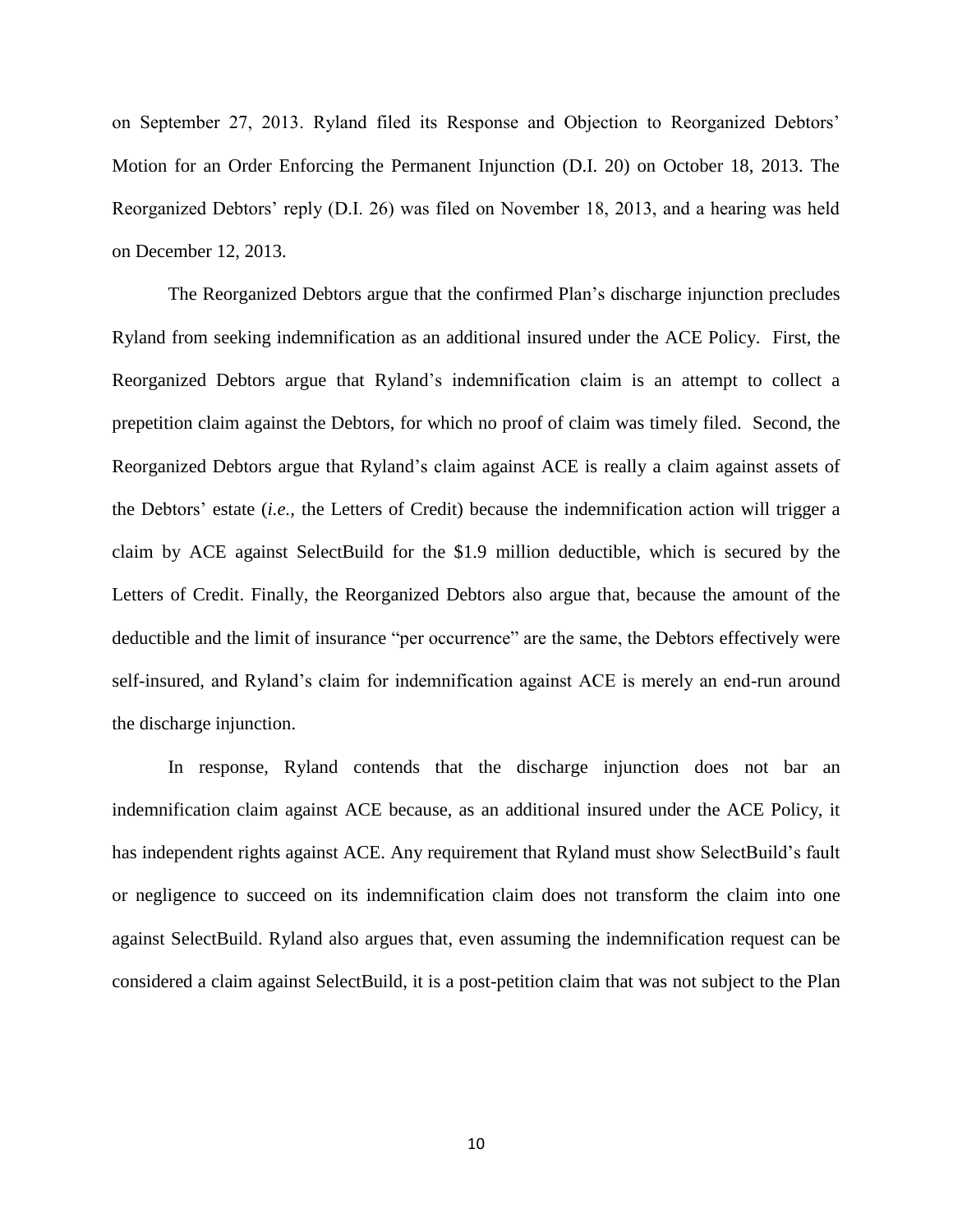on September 27, 2013. Ryland filed its Response and Objection to Reorganized Debtors' Motion for an Order Enforcing the Permanent Injunction (D.I. 20) on October 18, 2013. The Reorganized Debtors' reply (D.I. 26) was filed on November 18, 2013, and a hearing was held on December 12, 2013.

The Reorganized Debtors argue that the confirmed Plan's discharge injunction precludes Ryland from seeking indemnification as an additional insured under the ACE Policy. First, the Reorganized Debtors argue that Ryland's indemnification claim is an attempt to collect a prepetition claim against the Debtors, for which no proof of claim was timely filed. Second, the Reorganized Debtors argue that Ryland's claim against ACE is really a claim against assets of the Debtors' estate (*i.e.*, the Letters of Credit) because the indemnification action will trigger a claim by ACE against SelectBuild for the $1.9 million deductible, which is secured by the Letters of Credit. Finally, the Reorganized Debtors also argue that, because the amount of the deductible and the limit of insurance "per occurrence" are the same, the Debtors effectively were self-insured, and Ryland's claim for indemnification against ACE is merely an end-run around the discharge injunction.

In response, Ryland contends that the discharge injunction does not bar an indemnification claim against ACE because, as an additional insured under the ACE Policy, it has independent rights against ACE. Any requirement that Ryland must show SelectBuild's fault or negligence to succeed on its indemnification claim does not transform the claim into one against SelectBuild. Ryland also argues that, even assuming the indemnification request can be considered a claim against SelectBuild, it is a post-petition claim that was not subject to the Plan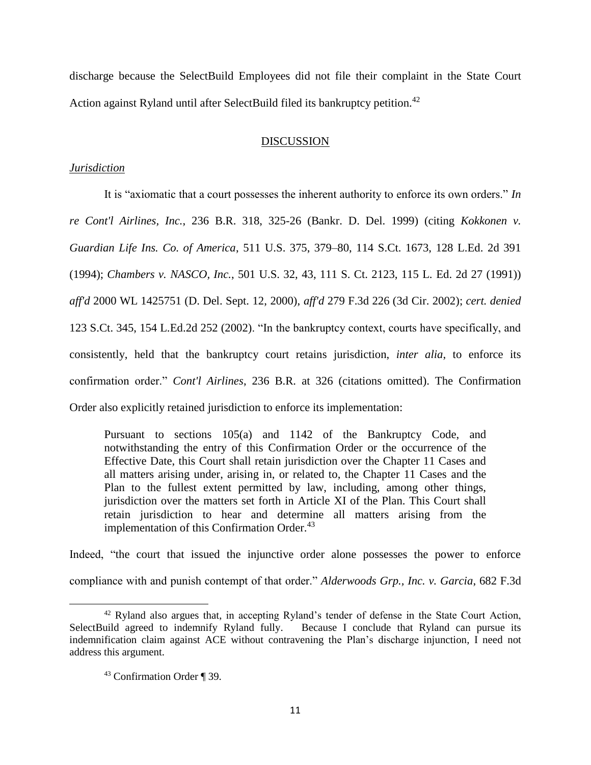discharge because the SelectBuild Employees did not file their complaint in the State Court Action against Ryland until after SelectBuild filed its bankruptcy petition.[42]

## DISCUSSION

### *Jurisdiction*

It is "axiomatic that a court possesses the inherent authority to enforce its own orders." *In re Cont'l Airlines, Inc.*, 236 B.R. 318, 325-26 (Bankr. D. Del. 1999) (citing *Kokkonen v. Guardian Life Ins. Co. of America*, 511 U.S. 375, 379–80, 114 S.Ct. 1673, 128 L.Ed. 2d 391 (1994); *Chambers v. NASCO, Inc.*, 501 U.S. 32, 43, 111 S. Ct. 2123, 115 L. Ed. 2d 27 (1991)) *aff'd* 2000 WL 1425751 (D. Del. Sept. 12, 2000), *aff'd* 279 F.3d 226 (3d Cir. 2002); *cert. denied* 123 S.Ct. 345, 154 L.Ed.2d 252 (2002). "In the bankruptcy context, courts have specifically, and consistently, held that the bankruptcy court retains jurisdiction, *inter alia*, to enforce its confirmation order." *Cont'l Airlines*, 236 B.R. at 326 (citations omitted). The Confirmation Order also explicitly retained jurisdiction to enforce its implementation:

> Pursuant to sections 105(a) and 1142 of the Bankruptcy Code, and notwithstanding the entry of this Confirmation Order or the occurrence of the Effective Date, this Court shall retain jurisdiction over the Chapter 11 Cases and all matters arising under, arising in, or related to, the Chapter 11 Cases and the Plan to the fullest extent permitted by law, including, among other things, jurisdiction over the matters set forth in Article XI of the Plan. This Court shall retain jurisdiction to hear and determine all matters arising from the implementation of this Confirmation Order.[43]

Indeed, "the court that issued the injunctive order alone possesses the power to enforce compliance with and punish contempt of that order." *Alderwoods Grp., Inc. v. Garcia*, 682 F.3d

---

[42] Ryland also argues that, in accepting Ryland's tender of defense in the State Court Action, SelectBuild agreed to indemnify Ryland fully. Because I conclude that Ryland can pursue its indemnification claim against ACE without contravening the Plan's discharge injunction, I need not address this argument.

[43] Confirmation Order ¶ 39.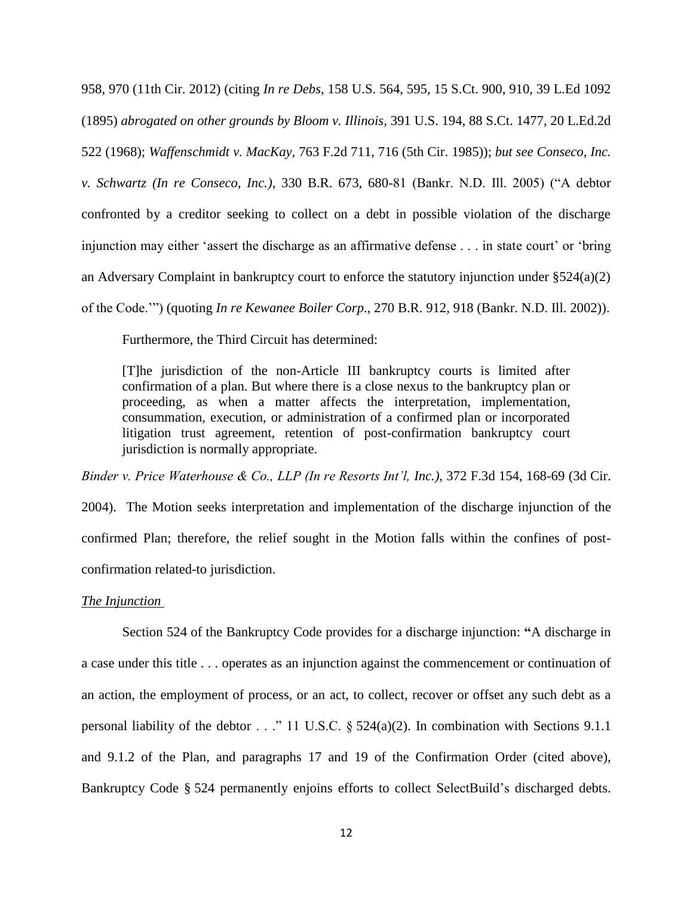958, 970 (11th Cir. 2012) (citing *In re Debs*, 158 U.S. 564, 595, 15 S.Ct. 900, 910, 39 L.Ed 1092 (1895) *abrogated on other grounds by Bloom v. Illinois*, 391 U.S. 194, 88 S.Ct. 1477, 20 L.Ed.2d 522 (1968); *Waffenschmidt v. MacKay*, 763 F.2d 711, 716 (5th Cir. 1985)); *but see Conseco, Inc. v. Schwartz (In re Conseco, Inc.)*, 330 B.R. 673, 680-81 (Bankr. N.D. Ill. 2005) ("A debtor confronted by a creditor seeking to collect on a debt in possible violation of the discharge injunction may either 'assert the discharge as an affirmative defense . . . in state court' or 'bring an Adversary Complaint in bankruptcy court to enforce the statutory injunction under §524(a)(2) of the Code.'") (quoting *In re Kewanee Boiler Corp*., 270 B.R. 912, 918 (Bankr. N.D. Ill. 2002)).

Furthermore, the Third Circuit has determined:

> [T]he jurisdiction of the non-Article III bankruptcy courts is limited after confirmation of a plan. But where there is a close nexus to the bankruptcy plan or proceeding, as when a matter affects the interpretation, implementation, consummation, execution, or administration of a confirmed plan or incorporated litigation trust agreement, retention of post-confirmation bankruptcy court jurisdiction is normally appropriate.

*Binder v. Price Waterhouse & Co., LLP (In re Resorts Int'l, Inc.)*, 372 F.3d 154, 168-69 (3d Cir. 2004). The Motion seeks interpretation and implementation of the discharge injunction of the confirmed Plan; therefore, the relief sought in the Motion falls within the confines of post-confirmation related-to jurisdiction.

*The Injunction*

Section 524 of the Bankruptcy Code provides for a discharge injunction: "A discharge in a case under this title . . . operates as an injunction against the commencement or continuation of an action, the employment of process, or an act, to collect, recover or offset any such debt as a personal liability of the debtor . . ." 11 U.S.C. § 524(a)(2). In combination with Sections 9.1.1 and 9.1.2 of the Plan, and paragraphs 17 and 19 of the Confirmation Order (cited above), Bankruptcy Code § 524 permanently enjoins efforts to collect SelectBuild's discharged debts.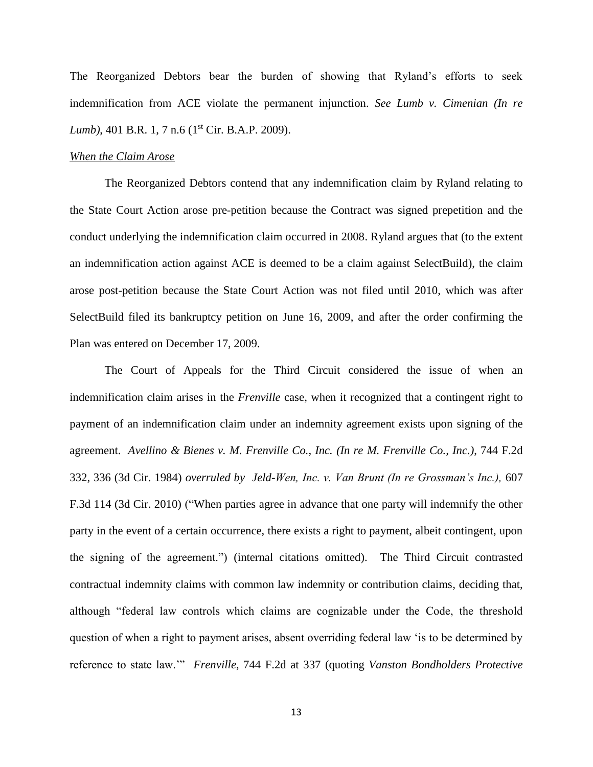The Reorganized Debtors bear the burden of showing that Ryland's efforts to seek indemnification from ACE violate the permanent injunction. *See Lumb v. Cimenian (In re Lumb)*, 401 B.R. 1, 7 n.6 (1st Cir. B.A.P. 2009).

*When the Claim Arose*

The Reorganized Debtors contend that any indemnification claim by Ryland relating to the State Court Action arose pre-petition because the Contract was signed prepetition and the conduct underlying the indemnification claim occurred in 2008. Ryland argues that (to the extent an indemnification action against ACE is deemed to be a claim against SelectBuild), the claim arose post-petition because the State Court Action was not filed until 2010, which was after SelectBuild filed its bankruptcy petition on June 16, 2009, and after the order confirming the Plan was entered on December 17, 2009.

The Court of Appeals for the Third Circuit considered the issue of when an indemnification claim arises in the *Frenville* case, when it recognized that a contingent right to payment of an indemnification claim under an indemnity agreement exists upon signing of the agreement. *Avellino & Bienes v. M. Frenville Co., Inc. (In re M. Frenville Co., Inc.)*, 744 F.2d 332, 336 (3d Cir. 1984) *overruled by Jeld-Wen, Inc. v. Van Brunt (In re Grossman's Inc.),* 607 F.3d 114 (3d Cir. 2010) ("When parties agree in advance that one party will indemnify the other party in the event of a certain occurrence, there exists a right to payment, albeit contingent, upon the signing of the agreement.") (internal citations omitted). The Third Circuit contrasted contractual indemnity claims with common law indemnity or contribution claims, deciding that, although "federal law controls which claims are cognizable under the Code, the threshold question of when a right to payment arises, absent overriding federal law 'is to be determined by reference to state law.'" *Frenville*, 744 F.2d at 337 (quoting *Vanston Bondholders Protective*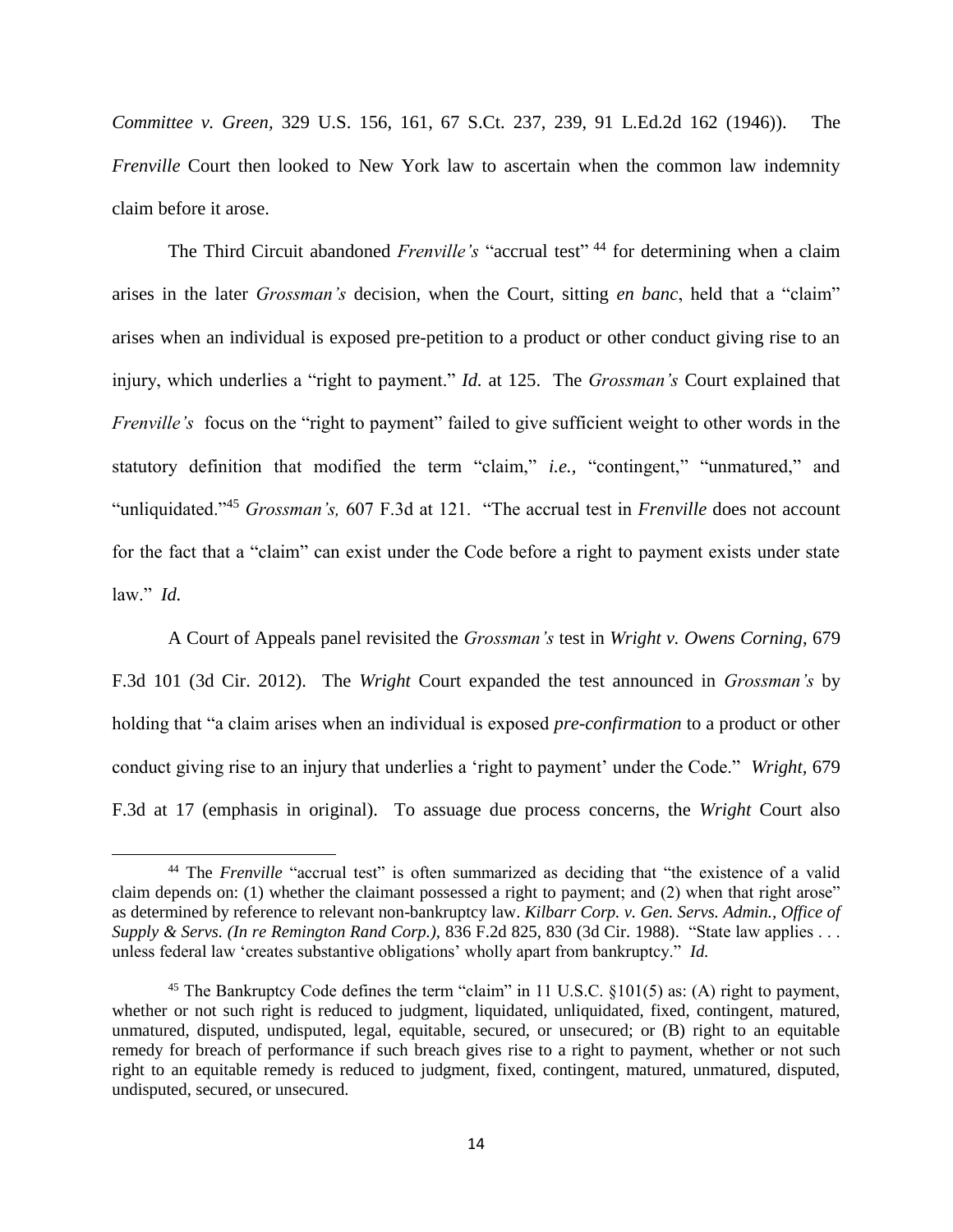*Committee v. Green*, 329 U.S. 156, 161, 67 S.Ct. 237, 239, 91 L.Ed.2d 162 (1946)). The *Frenville* Court then looked to New York law to ascertain when the common law indemnity claim before it arose.

The Third Circuit abandoned *Frenville's* "accrual test" [44] for determining when a claim arises in the later *Grossman's* decision, when the Court, sitting *en banc*, held that a "claim" arises when an individual is exposed pre-petition to a product or other conduct giving rise to an injury, which underlies a "right to payment." *Id.* at 125. The *Grossman's* Court explained that *Frenville's* focus on the "right to payment" failed to give sufficient weight to other words in the statutory definition that modified the term "claim," *i.e.*, "contingent," "unmatured," and "unliquidated."[45] *Grossman's,* 607 F.3d at 121. "The accrual test in *Frenville* does not account for the fact that a "claim" can exist under the Code before a right to payment exists under state law." *Id.*

A Court of Appeals panel revisited the *Grossman's* test in *Wright v. Owens Corning*, 679 F.3d 101 (3d Cir. 2012). The *Wright* Court expanded the test announced in *Grossman's* by holding that "a claim arises when an individual is exposed *pre-confirmation* to a product or other conduct giving rise to an injury that underlies a 'right to payment' under the Code." *Wright,* 679 F.3d at 17 (emphasis in original). To assuage due process concerns, the *Wright* Court also

---

[44] The *Frenville* "accrual test" is often summarized as deciding that "the existence of a valid claim depends on: (1) whether the claimant possessed a right to payment; and (2) when that right arose" as determined by reference to relevant non-bankruptcy law. *Kilbarr Corp. v. Gen. Servs. Admin., Office of Supply & Servs. (In re Remington Rand Corp.)*, 836 F.2d 825, 830 (3d Cir. 1988). "State law applies . . . unless federal law 'creates substantive obligations' wholly apart from bankruptcy." *Id.*

[45] The Bankruptcy Code defines the term "claim" in 11 U.S.C. §101(5) as: (A) right to payment, whether or not such right is reduced to judgment, liquidated, unliquidated, fixed, contingent, matured, unmatured, disputed, undisputed, legal, equitable, secured, or unsecured; or (B) right to an equitable remedy for breach of performance if such breach gives rise to a right to payment, whether or not such right to an equitable remedy is reduced to judgment, fixed, contingent, matured, unmatured, disputed, undisputed, secured, or unsecured.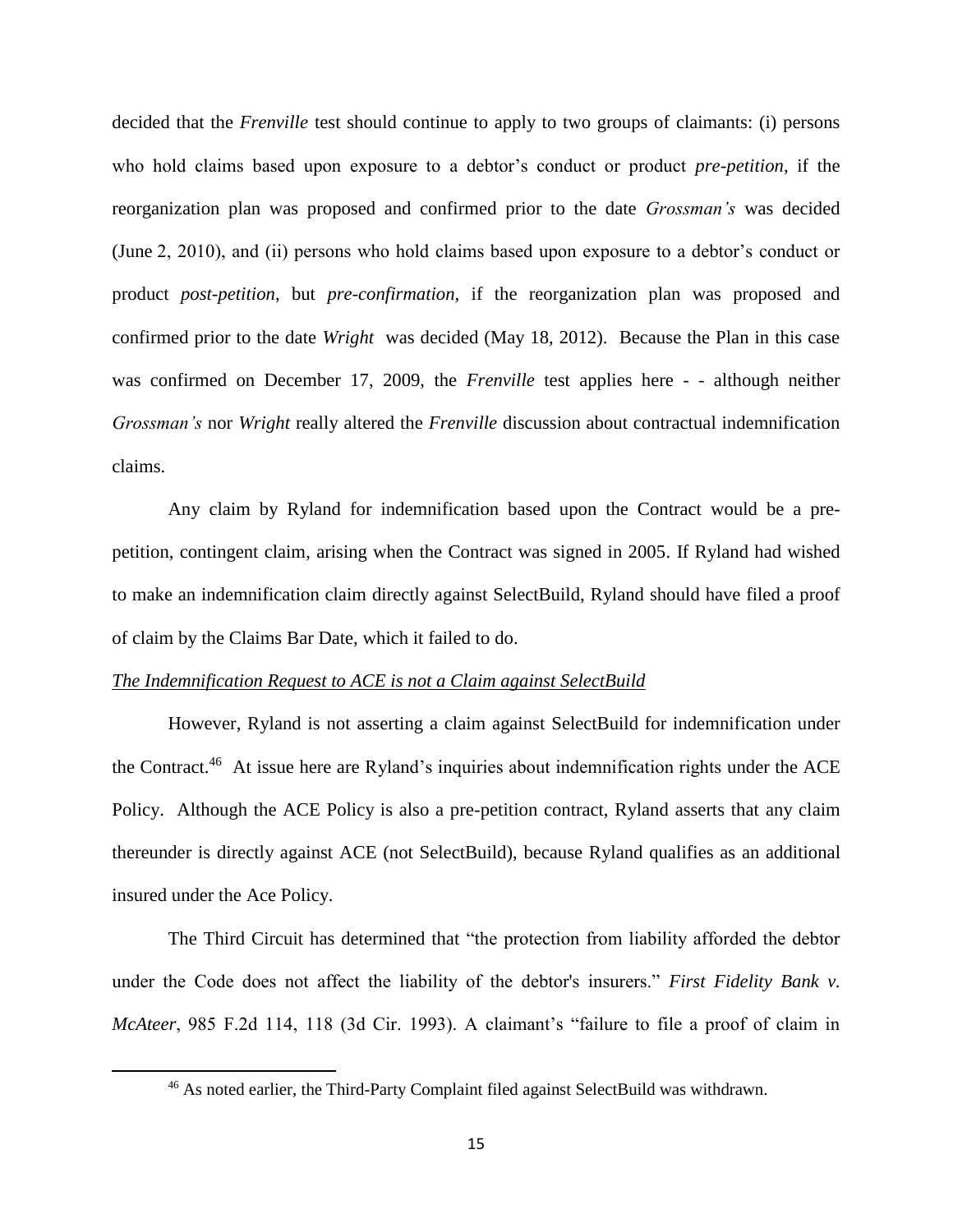decided that the *Frenville* test should continue to apply to two groups of claimants: (i) persons who hold claims based upon exposure to a debtor's conduct or product *pre-petition*, if the reorganization plan was proposed and confirmed prior to the date *Grossman's* was decided (June 2, 2010), and (ii) persons who hold claims based upon exposure to a debtor's conduct or product *post-petition*, but *pre-confirmation*, if the reorganization plan was proposed and confirmed prior to the date *Wright* was decided (May 18, 2012). Because the Plan in this case was confirmed on December 17, 2009, the *Frenville* test applies here - - although neither *Grossman's* nor *Wright* really altered the *Frenville* discussion about contractual indemnification claims.

Any claim by Ryland for indemnification based upon the Contract would be a pre-petition, contingent claim, arising when the Contract was signed in 2005. If Ryland had wished to make an indemnification claim directly against SelectBuild, Ryland should have filed a proof of claim by the Claims Bar Date, which it failed to do.

*The Indemnification Request to ACE is not a Claim against SelectBuild*

However, Ryland is not asserting a claim against SelectBuild for indemnification under the Contract.[46] At issue here are Ryland's inquiries about indemnification rights under the ACE Policy. Although the ACE Policy is also a pre-petition contract, Ryland asserts that any claim thereunder is directly against ACE (not SelectBuild), because Ryland qualifies as an additional insured under the Ace Policy.

The Third Circuit has determined that "the protection from liability afforded the debtor under the Code does not affect the liability of the debtor's insurers." *First Fidelity Bank v. McAteer*, 985 F.2d 114, 118 (3d Cir. 1993). A claimant's "failure to file a proof of claim in

[46] As noted earlier, the Third-Party Complaint filed against SelectBuild was withdrawn.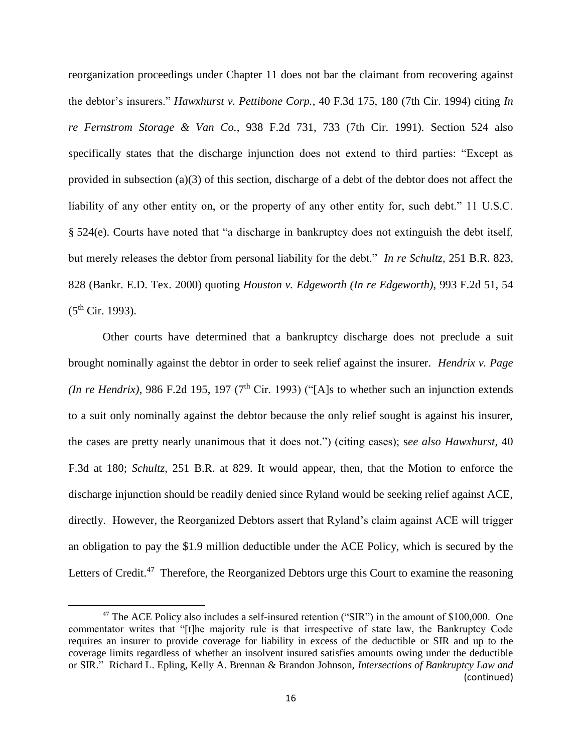reorganization proceedings under Chapter 11 does not bar the claimant from recovering against the debtor's insurers." *Hawxhurst v. Pettibone Corp.*, 40 F.3d 175, 180 (7th Cir. 1994) citing *In re Fernstrom Storage & Van Co.*, 938 F.2d 731, 733 (7th Cir. 1991). Section 524 also specifically states that the discharge injunction does not extend to third parties: "Except as provided in subsection (a)(3) of this section, discharge of a debt of the debtor does not affect the liability of any other entity on, or the property of any other entity for, such debt." 11 U.S.C. § 524(e). Courts have noted that "a discharge in bankruptcy does not extinguish the debt itself, but merely releases the debtor from personal liability for the debt." *In re Schultz*, 251 B.R. 823, 828 (Bankr. E.D. Tex. 2000) quoting *Houston v. Edgeworth (In re Edgeworth)*, 993 F.2d 51, 54 (5th Cir. 1993).

Other courts have determined that a bankruptcy discharge does not preclude a suit brought nominally against the debtor in order to seek relief against the insurer. *Hendrix v. Page (In re Hendrix)*, 986 F.2d 195, 197 (7th Cir. 1993) ("[A]s to whether such an injunction extends to a suit only nominally against the debtor because the only relief sought is against his insurer, the cases are pretty nearly unanimous that it does not.") (citing cases); *see also Hawxhurst,* 40 F.3d at 180; *Schultz,* 251 B.R. at 829. It would appear, then, that the Motion to enforce the discharge injunction should be readily denied since Ryland would be seeking relief against ACE, directly. However, the Reorganized Debtors assert that Ryland's claim against ACE will trigger an obligation to pay the \$1.9 million deductible under the ACE Policy, which is secured by the Letters of Credit.[47] Therefore, the Reorganized Debtors urge this Court to examine the reasoning

---

[47] The ACE Policy also includes a self-insured retention ("SIR") in the amount of \$100,000. One commentator writes that "[t]he majority rule is that irrespective of state law, the Bankruptcy Code requires an insurer to provide coverage for liability in excess of the deductible or SIR and up to the coverage limits regardless of whether an insolvent insured satisfies amounts owing under the deductible or SIR." Richard L. Epling, Kelly A. Brennan & Brandon Johnson, *Intersections of Bankruptcy Law and* (continued)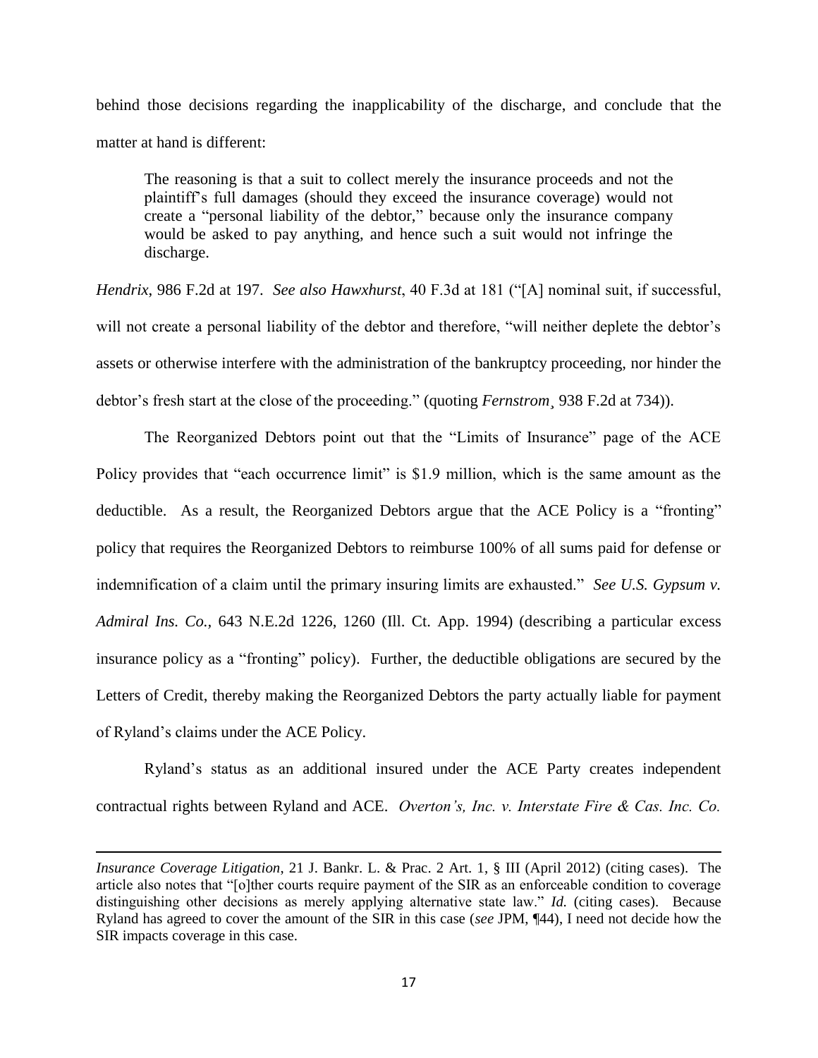behind those decisions regarding the inapplicability of the discharge, and conclude that the matter at hand is different:

> The reasoning is that a suit to collect merely the insurance proceeds and not the plaintiff's full damages (should they exceed the insurance coverage) would not create a "personal liability of the debtor," because only the insurance company would be asked to pay anything, and hence such a suit would not infringe the discharge.

*Hendrix*, 986 F.2d at 197. *See also Hawxhurst*, 40 F.3d at 181 ("[A] nominal suit, if successful, will not create a personal liability of the debtor and therefore, "will neither deplete the debtor's assets or otherwise interfere with the administration of the bankruptcy proceeding, nor hinder the debtor's fresh start at the close of the proceeding." (quoting *Fernstrom*¸ 938 F.2d at 734)).

The Reorganized Debtors point out that the "Limits of Insurance" page of the ACE Policy provides that "each occurrence limit" is \$1.9 million, which is the same amount as the deductible. As a result, the Reorganized Debtors argue that the ACE Policy is a "fronting" policy that requires the Reorganized Debtors to reimburse 100% of all sums paid for defense or indemnification of a claim until the primary insuring limits are exhausted." *See U.S. Gypsum v. Admiral Ins. Co.*, 643 N.E.2d 1226, 1260 (Ill. Ct. App. 1994) (describing a particular excess insurance policy as a "fronting" policy). Further, the deductible obligations are secured by the Letters of Credit, thereby making the Reorganized Debtors the party actually liable for payment of Ryland's claims under the ACE Policy.

Ryland's status as an additional insured under the ACE Party creates independent contractual rights between Ryland and ACE. *Overton's, Inc. v. Interstate Fire & Cas. Inc. Co.*

---

*Insurance Coverage Litigation*, 21 J. Bankr. L. & Prac. 2 Art. 1, § III (April 2012) (citing cases). The article also notes that "[o]ther courts require payment of the SIR as an enforceable condition to coverage distinguishing other decisions as merely applying alternative state law." *Id.* (citing cases). Because Ryland has agreed to cover the amount of the SIR in this case (*see* JPM, ¶44), I need not decide how the SIR impacts coverage in this case.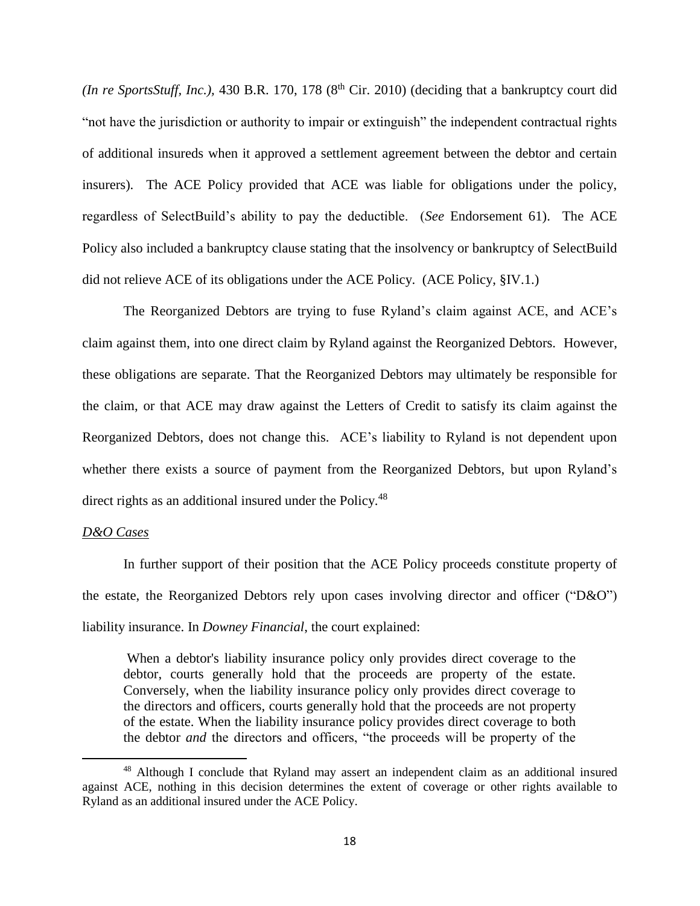*(In re SportsStuff, Inc.)*, 430 B.R. 170, 178 (8th Cir. 2010) (deciding that a bankruptcy court did "not have the jurisdiction or authority to impair or extinguish" the independent contractual rights of additional insureds when it approved a settlement agreement between the debtor and certain insurers). The ACE Policy provided that ACE was liable for obligations under the policy, regardless of SelectBuild's ability to pay the deductible. (*See* Endorsement 61). The ACE Policy also included a bankruptcy clause stating that the insolvency or bankruptcy of SelectBuild did not relieve ACE of its obligations under the ACE Policy. (ACE Policy, §IV.1.)

The Reorganized Debtors are trying to fuse Ryland's claim against ACE, and ACE's claim against them, into one direct claim by Ryland against the Reorganized Debtors. However, these obligations are separate. That the Reorganized Debtors may ultimately be responsible for the claim, or that ACE may draw against the Letters of Credit to satisfy its claim against the Reorganized Debtors, does not change this. ACE's liability to Ryland is not dependent upon whether there exists a source of payment from the Reorganized Debtors, but upon Ryland's direct rights as an additional insured under the Policy.[48]

*D&O Cases*

In further support of their position that the ACE Policy proceeds constitute property of the estate, the Reorganized Debtors rely upon cases involving director and officer ("D&O") liability insurance. In *Downey Financial*, the court explained:

> When a debtor's liability insurance policy only provides direct coverage to the debtor, courts generally hold that the proceeds are property of the estate. Conversely, when the liability insurance policy only provides direct coverage to the directors and officers, courts generally hold that the proceeds are not property of the estate. When the liability insurance policy provides direct coverage to both the debtor *and* the directors and officers, "the proceeds will be property of the

[48] Although I conclude that Ryland may assert an independent claim as an additional insured against ACE, nothing in this decision determines the extent of coverage or other rights available to Ryland as an additional insured under the ACE Policy.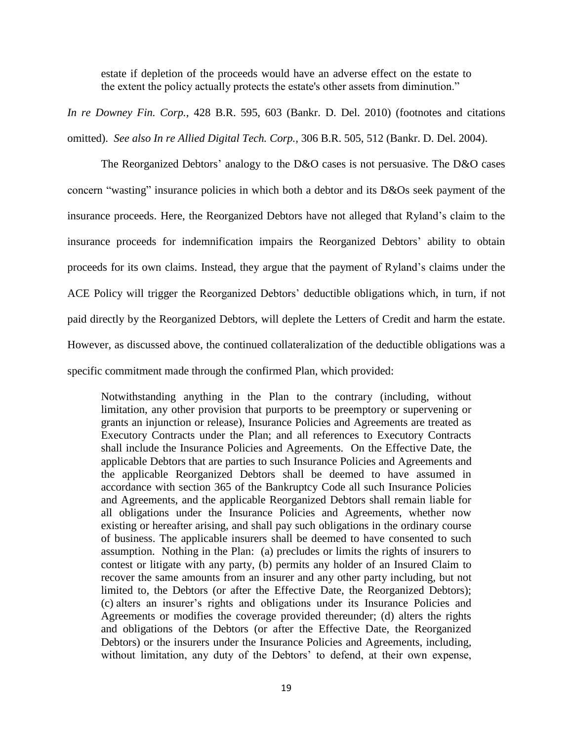> estate if depletion of the proceeds would have an adverse effect on the estate to the extent the policy actually protects the estate's other assets from diminution."

*In re Downey Fin. Corp.*, 428 B.R. 595, 603 (Bankr. D. Del. 2010) (footnotes and citations omitted). *See also In re Allied Digital Tech. Corp.*, 306 B.R. 505, 512 (Bankr. D. Del. 2004).

The Reorganized Debtors' analogy to the D&O cases is not persuasive. The D&O cases concern "wasting" insurance policies in which both a debtor and its D&Os seek payment of the insurance proceeds. Here, the Reorganized Debtors have not alleged that Ryland's claim to the insurance proceeds for indemnification impairs the Reorganized Debtors' ability to obtain proceeds for its own claims. Instead, they argue that the payment of Ryland's claims under the ACE Policy will trigger the Reorganized Debtors' deductible obligations which, in turn, if not paid directly by the Reorganized Debtors, will deplete the Letters of Credit and harm the estate. However, as discussed above, the continued collateralization of the deductible obligations was a specific commitment made through the confirmed Plan, which provided:

> Notwithstanding anything in the Plan to the contrary (including, without limitation, any other provision that purports to be preemptory or supervening or grants an injunction or release), Insurance Policies and Agreements are treated as Executory Contracts under the Plan; and all references to Executory Contracts shall include the Insurance Policies and Agreements. On the Effective Date, the applicable Debtors that are parties to such Insurance Policies and Agreements and the applicable Reorganized Debtors shall be deemed to have assumed in accordance with section 365 of the Bankruptcy Code all such Insurance Policies and Agreements, and the applicable Reorganized Debtors shall remain liable for all obligations under the Insurance Policies and Agreements, whether now existing or hereafter arising, and shall pay such obligations in the ordinary course of business. The applicable insurers shall be deemed to have consented to such assumption. Nothing in the Plan: (a) precludes or limits the rights of insurers to contest or litigate with any party, (b) permits any holder of an Insured Claim to recover the same amounts from an insurer and any other party including, but not limited to, the Debtors (or after the Effective Date, the Reorganized Debtors); (c) alters an insurer's rights and obligations under its Insurance Policies and Agreements or modifies the coverage provided thereunder; (d) alters the rights and obligations of the Debtors (or after the Effective Date, the Reorganized Debtors) or the insurers under the Insurance Policies and Agreements, including, without limitation, any duty of the Debtors' to defend, at their own expense,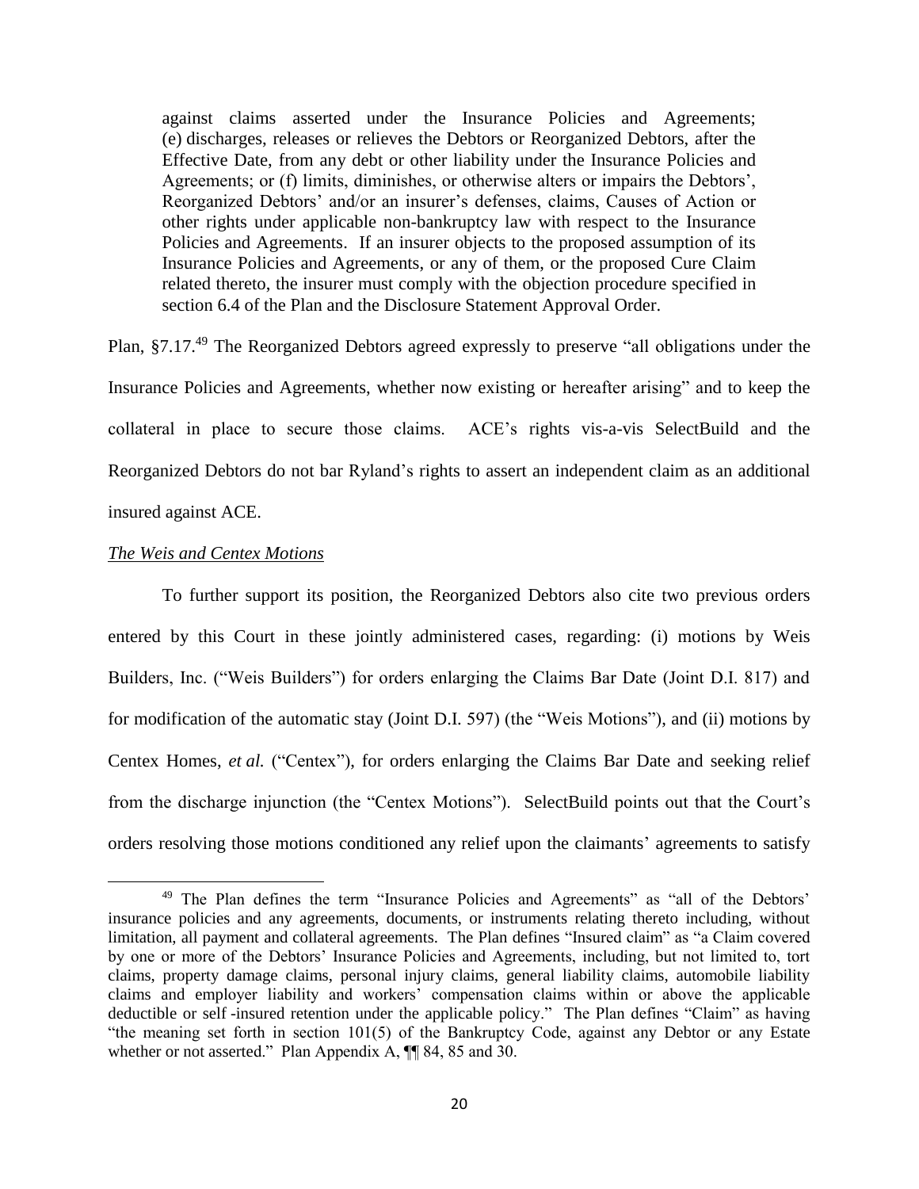> against claims asserted under the Insurance Policies and Agreements; (e) discharges, releases or relieves the Debtors or Reorganized Debtors, after the Effective Date, from any debt or other liability under the Insurance Policies and Agreements; or (f) limits, diminishes, or otherwise alters or impairs the Debtors', Reorganized Debtors' and/or an insurer's defenses, claims, Causes of Action or other rights under applicable non-bankruptcy law with respect to the Insurance Policies and Agreements. If an insurer objects to the proposed assumption of its Insurance Policies and Agreements, or any of them, or the proposed Cure Claim related thereto, the insurer must comply with the objection procedure specified in section 6.4 of the Plan and the Disclosure Statement Approval Order.

Plan, §7.17.[49] The Reorganized Debtors agreed expressly to preserve "all obligations under the Insurance Policies and Agreements, whether now existing or hereafter arising" and to keep the collateral in place to secure those claims. ACE's rights vis-a-vis SelectBuild and the Reorganized Debtors do not bar Ryland's rights to assert an independent claim as an additional insured against ACE.

*The Weis and Centex Motions*

To further support its position, the Reorganized Debtors also cite two previous orders entered by this Court in these jointly administered cases, regarding: (i) motions by Weis Builders, Inc. ("Weis Builders") for orders enlarging the Claims Bar Date (Joint D.I. 817) and for modification of the automatic stay (Joint D.I. 597) (the "Weis Motions"), and (ii) motions by Centex Homes, *et al.* ("Centex"), for orders enlarging the Claims Bar Date and seeking relief from the discharge injunction (the "Centex Motions"). SelectBuild points out that the Court's orders resolving those motions conditioned any relief upon the claimants' agreements to satisfy

---

[49] The Plan defines the term "Insurance Policies and Agreements" as "all of the Debtors' insurance policies and any agreements, documents, or instruments relating thereto including, without limitation, all payment and collateral agreements. The Plan defines "Insured claim" as "a Claim covered by one or more of the Debtors' Insurance Policies and Agreements, including, but not limited to, tort claims, property damage claims, personal injury claims, general liability claims, automobile liability claims and employer liability and workers' compensation claims within or above the applicable deductible or self -insured retention under the applicable policy." The Plan defines "Claim" as having "the meaning set forth in section 101(5) of the Bankruptcy Code, against any Debtor or any Estate whether or not asserted." Plan Appendix A, ¶¶ 84, 85 and 30.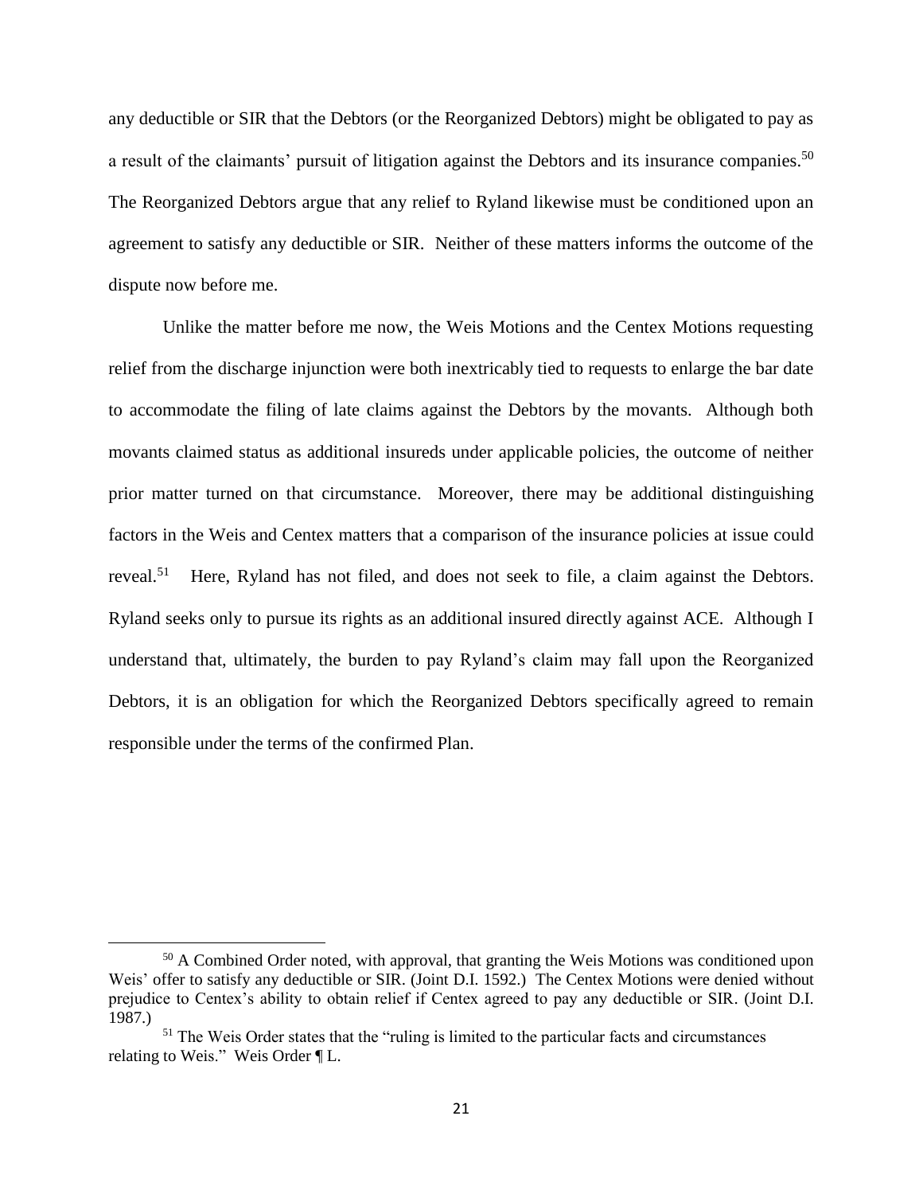any deductible or SIR that the Debtors (or the Reorganized Debtors) might be obligated to pay as a result of the claimants' pursuit of litigation against the Debtors and its insurance companies.[50] The Reorganized Debtors argue that any relief to Ryland likewise must be conditioned upon an agreement to satisfy any deductible or SIR. Neither of these matters informs the outcome of the dispute now before me.

Unlike the matter before me now, the Weis Motions and the Centex Motions requesting relief from the discharge injunction were both inextricably tied to requests to enlarge the bar date to accommodate the filing of late claims against the Debtors by the movants. Although both movants claimed status as additional insureds under applicable policies, the outcome of neither prior matter turned on that circumstance. Moreover, there may be additional distinguishing factors in the Weis and Centex matters that a comparison of the insurance policies at issue could reveal.[51] Here, Ryland has not filed, and does not seek to file, a claim against the Debtors. Ryland seeks only to pursue its rights as an additional insured directly against ACE. Although I understand that, ultimately, the burden to pay Ryland's claim may fall upon the Reorganized Debtors, it is an obligation for which the Reorganized Debtors specifically agreed to remain responsible under the terms of the confirmed Plan.

---

[50] A Combined Order noted, with approval, that granting the Weis Motions was conditioned upon Weis' offer to satisfy any deductible or SIR. (Joint D.I. 1592.) The Centex Motions were denied without prejudice to Centex's ability to obtain relief if Centex agreed to pay any deductible or SIR. (Joint D.I. 1987.)

[51] The Weis Order states that the "ruling is limited to the particular facts and circumstances relating to Weis." Weis Order ¶ L.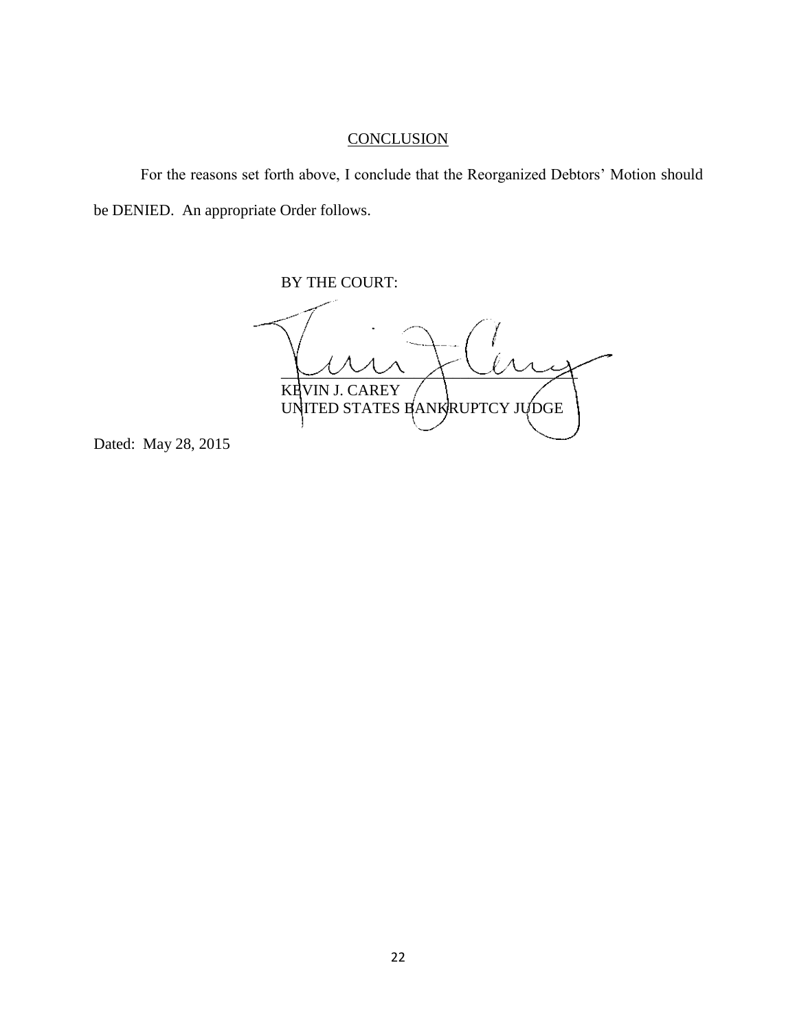## CONCLUSION

For the reasons set forth above, I conclude that the Reorganized Debtors' Motion should be DENIED. An appropriate Order follows.

BY THE COURT:

KEVIN J. CAREY
UNITED STATES BANKRUPTCY JUDGE

Dated: May 28, 2015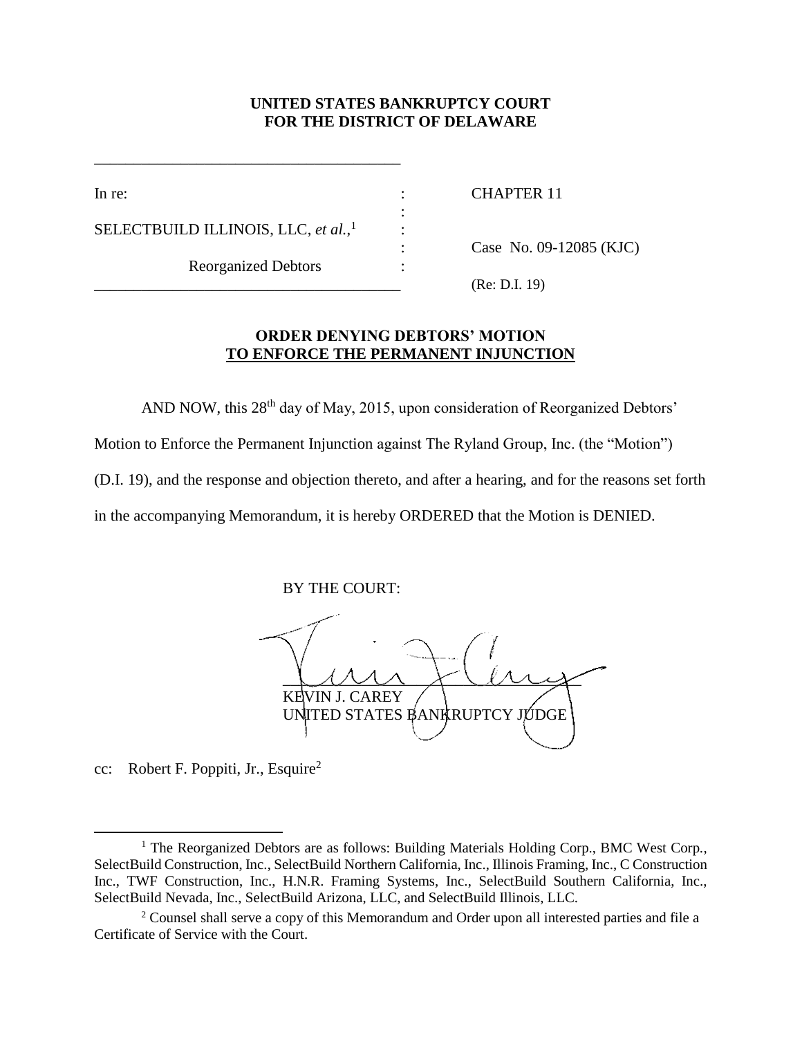**UNITED STATES BANKRUPTCY COURT**
**FOR THE DISTRICT OF DELAWARE**

In re: : CHAPTER 11

SELECTBUILD ILLINOIS, LLC, *et al.*,[1] : Case No. 09-12085 (KJC)

Reorganized Debtors : (Re: D.I. 19)

## ORDER DENYING DEBTORS' MOTION TO ENFORCE THE PERMANENT INJUNCTION

AND NOW, this 28th day of May, 2015, upon consideration of Reorganized Debtors' Motion to Enforce the Permanent Injunction against The Ryland Group, Inc. (the "Motion") (D.I. 19), and the response and objection thereto, and after a hearing, and for the reasons set forth in the accompanying Memorandum, it is hereby ORDERED that the Motion is DENIED.

BY THE COURT:

KEVIN J. CAREY
UNITED STATES BANKRUPTCY JUDGE

cc: Robert F. Poppiti, Jr., Esquire[2]

---

[1] The Reorganized Debtors are as follows: Building Materials Holding Corp., BMC West Corp., SelectBuild Construction, Inc., SelectBuild Northern California, Inc., Illinois Framing, Inc., C Construction Inc., TWF Construction, Inc., H.N.R. Framing Systems, Inc., SelectBuild Southern California, Inc., SelectBuild Nevada, Inc., SelectBuild Arizona, LLC, and SelectBuild Illinois, LLC.

[2] Counsel shall serve a copy of this Memorandum and Order upon all interested parties and file a Certificate of Service with the Court.